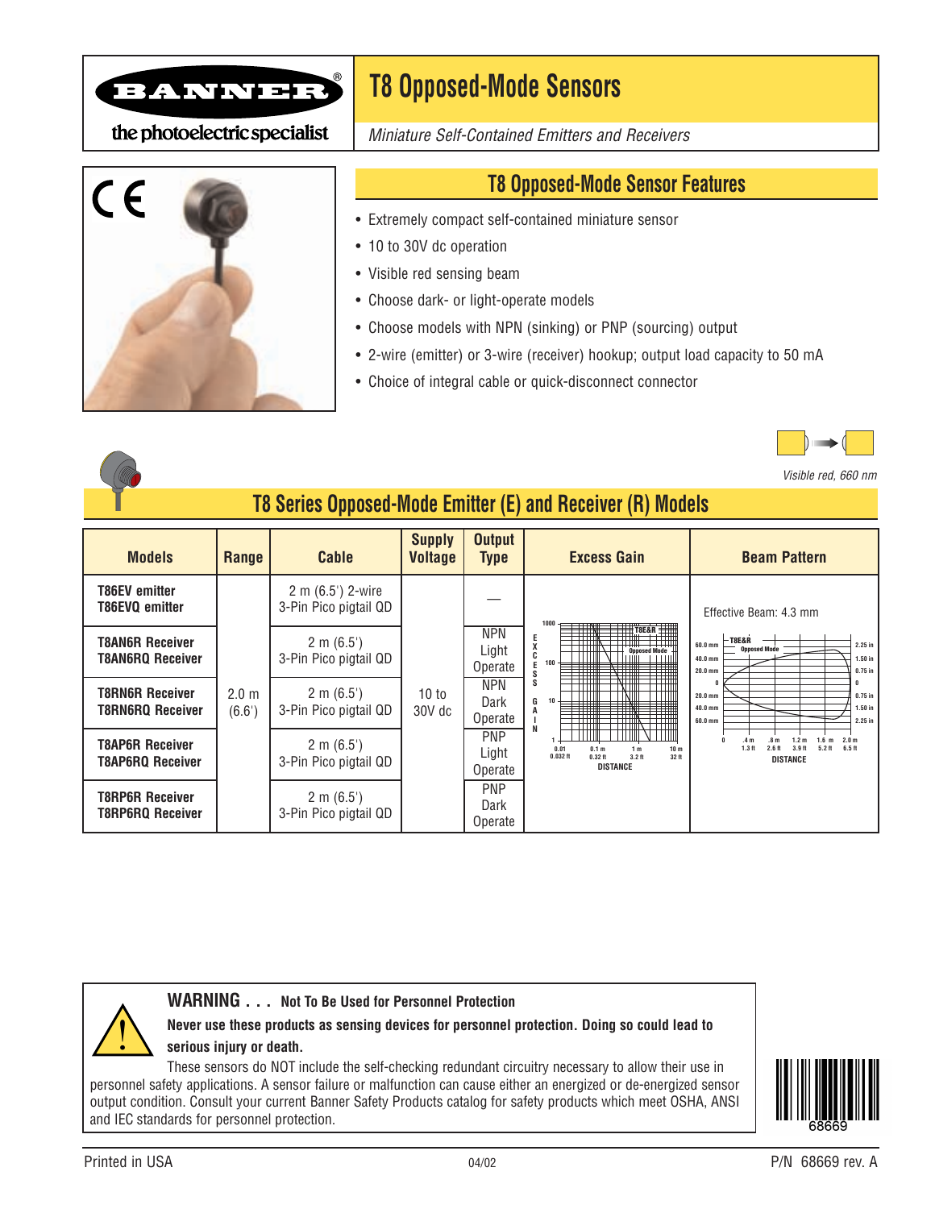# T8 Opposed-Mode Sensors

*Miniature Self-Contained Emitters and Receivers*

## T8 Opposed-Mode Sensor Features

- Extremely compact self-contained miniature sensor
- 10 to 30V dc operation
- Visible red sensing beam
- Choose dark- or light-operate models
- Choose models with NPN (sinking) or PNP (sourcing) output
- 2-wire (emitter) or 3-wire (receiver) hookup; output load capacity to 50 mA
- Choice of integral cable or quick-disconnect connector

*Visible red, 660 nm*

## T8 Series Opposed-Mode Emitter (E) and Receiver (R) Models

| Models | Range | Cable | Supply Voltage | Output Type | Excess Gain | Beam Pattern |
|---|---|---|---|---|---|---|
| **T86EV emitter** **T86EVQ emitter** | 2.0 m (6.6') | 2 m (6.5') 2-wire 3-Pin Pico pigtail QD | 10 to 30V dc | — | | Effective Beam: 4.3 mm |
| **T8AN6R Receiver** **T8AN6RQ Receiver** | | 2 m (6.5') 3-Pin Pico pigtail QD | | NPN Light Operate | | |
| **T8RN6R Receiver** **T8RN6RQ Receiver** | | 2 m (6.5') 3-Pin Pico pigtail QD | | NPN Dark Operate | | |
| **T8AP6R Receiver** **T8AP6RQ Receiver** | | 2 m (6.5') 3-Pin Pico pigtail QD | | PNP Light Operate | | |
| **T8RP6R Receiver** **T8RP6RQ Receiver** | | 2 m (6.5') 3-Pin Pico pigtail QD | | PNP Dark Operate | | |

**WARNING . . . Not To Be Used for Personnel Protection**

**Never use these products as sensing devices for personnel protection. Doing so could lead to serious injury or death.**

These sensors do NOT include the self-checking redundant circuitry necessary to allow their use in personnel safety applications. A sensor failure or malfunction can cause either an energized or de-energized sensor output condition. Consult your current Banner Safety Products catalog for safety products which meet OSHA, ANSI and IEC standards for personnel protection.

Printed in USA 04/02 P/N 68669 rev. A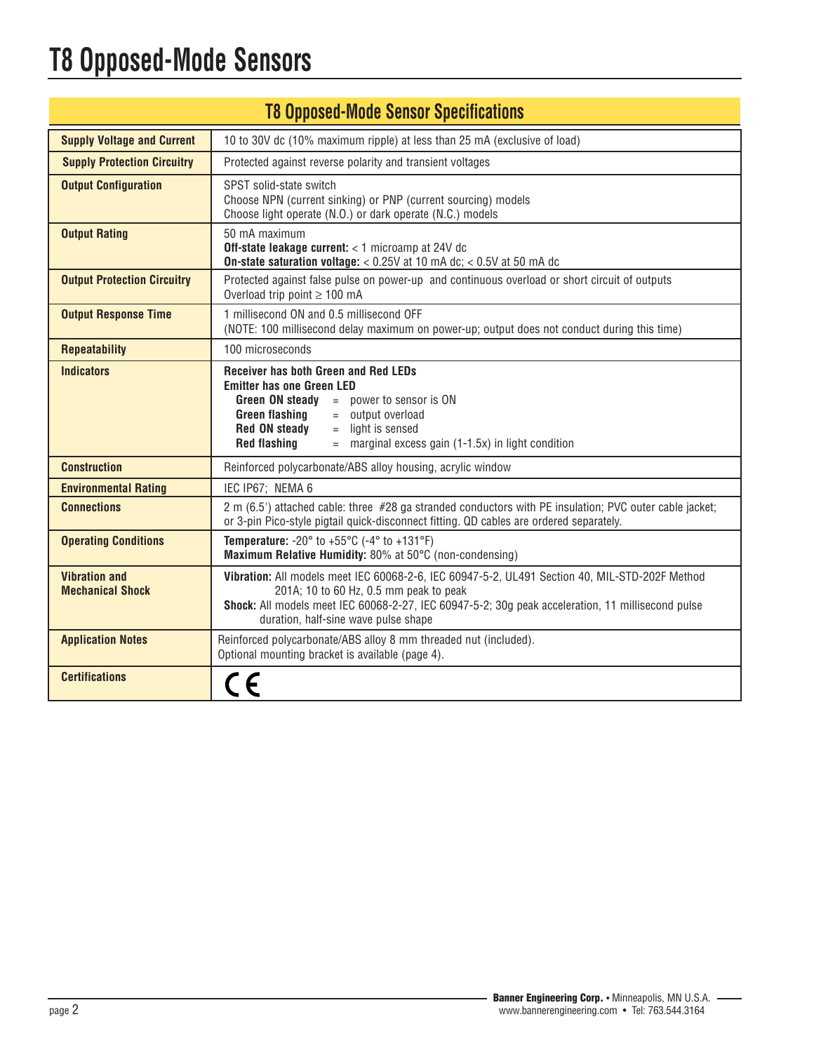# T8 Opposed-Mode Sensors

| T8 Opposed-Mode Sensor Specifications | |
|---|---|
| **Supply Voltage and Current** | 10 to 30V dc (10% maximum ripple) at less than 25 mA (exclusive of load) |
| **Supply Protection Circuitry** | Protected against reverse polarity and transient voltages |
| **Output Configuration** | SPST solid-state switch<br>Choose NPN (current sinking) or PNP (current sourcing) models<br>Choose light operate (N.O.) or dark operate (N.C.) models |
| **Output Rating** | 50 mA maximum<br>**Off-state leakage current:** < 1 microamp at 24V dc<br>**On-state saturation voltage:** < 0.25V at 10 mA dc; < 0.5V at 50 mA dc |
| **Output Protection Circuitry** | Protected against false pulse on power-up and continuous overload or short circuit of outputs<br>Overload trip point ≥ 100 mA |
| **Output Response Time** | 1 millisecond ON and 0.5 millisecond OFF<br>(NOTE: 100 millisecond delay maximum on power-up; output does not conduct during this time) |
| **Repeatability** | 100 microseconds |
| **Indicators** | **Receiver has both Green and Red LEDs**<br>**Emitter has one Green LED**<br>**Green ON steady** = power to sensor is ON<br>**Green flashing** = output overload<br>**Red ON steady** = light is sensed<br>**Red flashing** = marginal excess gain (1-1.5x) in light condition |
| **Construction** | Reinforced polycarbonate/ABS alloy housing, acrylic window |
| **Environmental Rating** | IEC IP67; NEMA 6 |
| **Connections** | 2 m (6.5') attached cable: three #28 ga stranded conductors with PE insulation; PVC outer cable jacket; or 3-pin Pico-style pigtail quick-disconnect fitting. QD cables are ordered separately. |
| **Operating Conditions** | **Temperature:** -20° to +55°C (-4° to +131°F)<br>**Maximum Relative Humidity:** 80% at 50°C (non-condensing) |
| **Vibration and Mechanical Shock** | **Vibration:** All models meet IEC 60068-2-6, IEC 60947-5-2, UL491 Section 40, MIL-STD-202F Method 201A; 10 to 60 Hz, 0.5 mm peak to peak<br>**Shock:** All models meet IEC 60068-2-27, IEC 60947-5-2; 30g peak acceleration, 11 millisecond pulse duration, half-sine wave pulse shape |
| **Application Notes** | Reinforced polycarbonate/ABS alloy 8 mm threaded nut (included).<br>Optional mounting bracket is available (page 4). |
| **Certifications** | CE |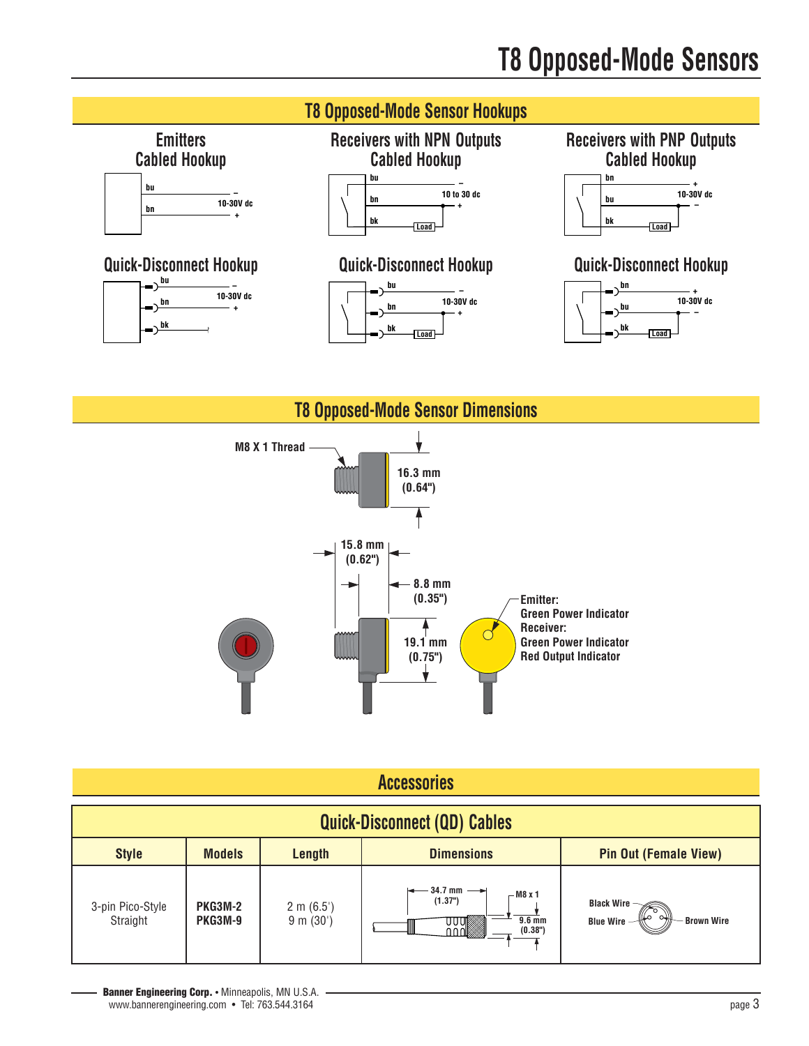# T8 Opposed-Mode Sensors

## T8 Opposed-Mode Sensor Hookups

### Emitters Cabled Hookup

bu – 10-30V dc
bn +

### Receivers with NPN Outputs Cabled Hookup

bu –
bn 10 to 30 dc +
bk Load

### Receivers with PNP Outputs Cabled Hookup

bn +
bu 10-30V dc –
bk Load

### Quick-Disconnect Hookup

bu –
bn 10-30V dc +
bk

### Quick-Disconnect Hookup

bu –
bn 10-30V dc +
bk Load

### Quick-Disconnect Hookup

bn +
bu 10-30V dc –
bk Load

## T8 Opposed-Mode Sensor Dimensions

M8 X 1 Thread

16.3 mm (0.64")

15.8 mm (0.62")

8.8 mm (0.35")

19.1 mm (0.75")

Emitter:
Green Power Indicator
Receiver:
Green Power Indicator
Red Output Indicator

## Accessories

| Quick-Disconnect (QD) Cables | | | | |
|---|---|---|---|---|
| **Style** | **Models** | **Length** | **Dimensions** | **Pin Out (Female View)** |
| 3-pin Pico-Style Straight | **PKG3M-2**<br>**PKG3M-9** | 2 m (6.5')<br>9 m (30') | 34.7 mm (1.37"); M8 x 1; 9.6 mm (0.38") | Black Wire, Blue Wire, Brown Wire |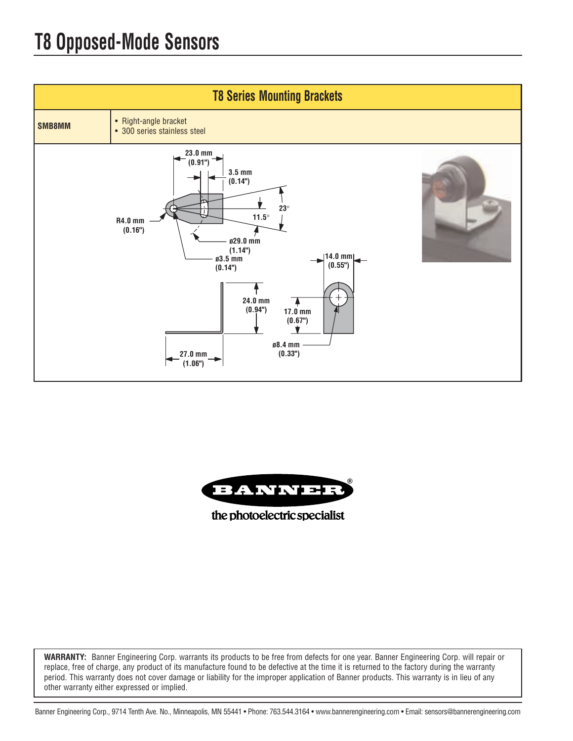# T8 Opposed-Mode Sensors

| T8 Series Mounting Brackets | |
|---|---|
| **SMB8MM** | • Right-angle bracket<br>• 300 series stainless steel |

23.0 mm (0.91")
3.5 mm (0.14")
23°
11.5°
R4.0 mm (0.16")
ø29.0 mm (1.14")
ø3.5 mm (0.14")
14.0 mm (0.55")
24.0 mm (0.94")
17.0 mm (0.67")
ø8.4 mm (0.33")
27.0 mm (1.06")

BANNER®
the photoelectric specialist

**WARRANTY:** Banner Engineering Corp. warrants its products to be free from defects for one year. Banner Engineering Corp. will repair or replace, free of charge, any product of its manufacture found to be defective at the time it is returned to the factory during the warranty period. This warranty does not cover damage or liability for the improper application of Banner products. This warranty is in lieu of any other warranty either expressed or implied.

Banner Engineering Corp., 9714 Tenth Ave. No., Minneapolis, MN 55441 • Phone: 763.544.3164 • www.bannerengineering.com • Email: sensors@bannerengineering.com